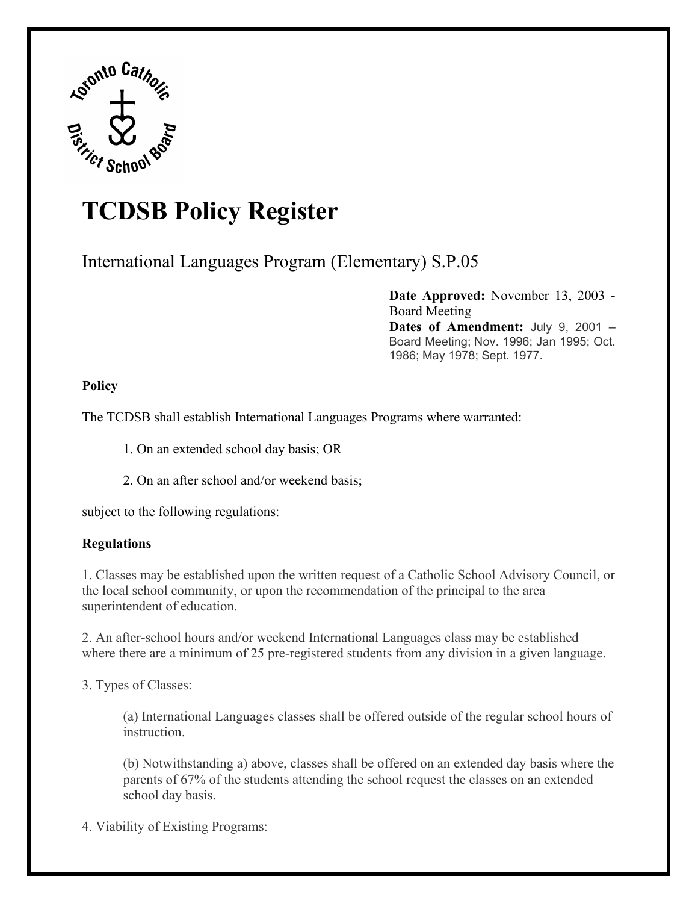# TCDSB Policy Register

## International Languages Program (Elementary) S.P.05

**Date Approved:** November 13, 2003 - Board Meeting
**Dates of Amendment:** July 9, 2001 – Board Meeting; Nov. 1996; Jan 1995; Oct. 1986; May 1978; Sept. 1977.

**Policy**

The TCDSB shall establish International Languages Programs where warranted:

1. On an extended school day basis; OR

2. On an after school and/or weekend basis;

subject to the following regulations:

**Regulations**

1. Classes may be established upon the written request of a Catholic School Advisory Council, or the local school community, or upon the recommendation of the principal to the area superintendent of education.

2. An after-school hours and/or weekend International Languages class may be established where there are a minimum of 25 pre-registered students from any division in a given language.

3. Types of Classes:

   (a) International Languages classes shall be offered outside of the regular school hours of instruction.

   (b) Notwithstanding a) above, classes shall be offered on an extended day basis where the parents of 67% of the students attending the school request the classes on an extended school day basis.

4. Viability of Existing Programs: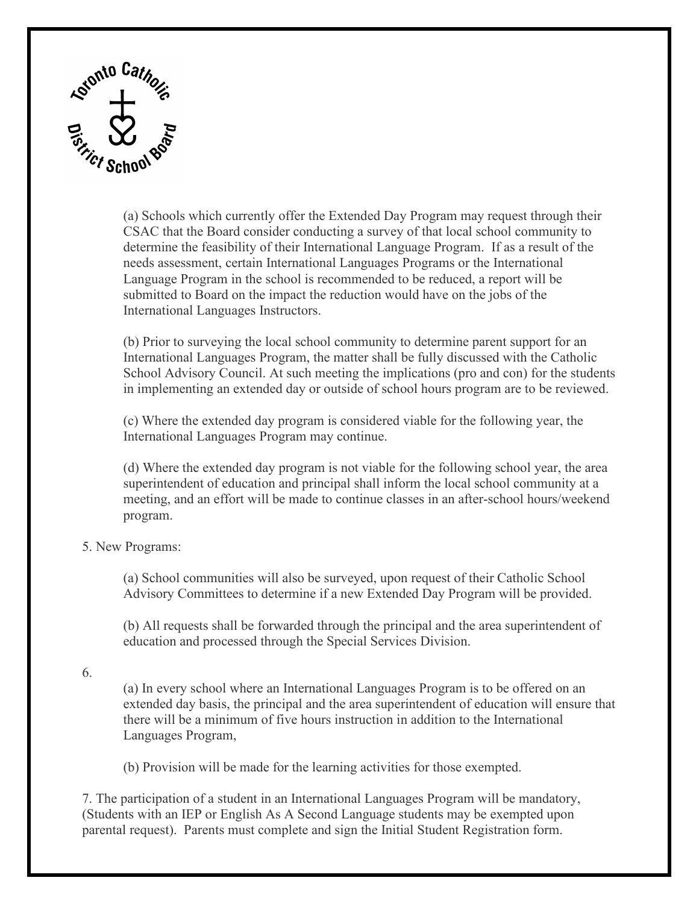(a) Schools which currently offer the Extended Day Program may request through their CSAC that the Board consider conducting a survey of that local school community to determine the feasibility of their International Language Program. If as a result of the needs assessment, certain International Languages Programs or the International Language Program in the school is recommended to be reduced, a report will be submitted to Board on the impact the reduction would have on the jobs of the International Languages Instructors.

(b) Prior to surveying the local school community to determine parent support for an International Languages Program, the matter shall be fully discussed with the Catholic School Advisory Council. At such meeting the implications (pro and con) for the students in implementing an extended day or outside of school hours program are to be reviewed.

(c) Where the extended day program is considered viable for the following year, the International Languages Program may continue.

(d) Where the extended day program is not viable for the following school year, the area superintendent of education and principal shall inform the local school community at a meeting, and an effort will be made to continue classes in an after-school hours/weekend program.

5. New Programs:

(a) School communities will also be surveyed, upon request of their Catholic School Advisory Committees to determine if a new Extended Day Program will be provided.

(b) All requests shall be forwarded through the principal and the area superintendent of education and processed through the Special Services Division.

6.

(a) In every school where an International Languages Program is to be offered on an extended day basis, the principal and the area superintendent of education will ensure that there will be a minimum of five hours instruction in addition to the International Languages Program,

(b) Provision will be made for the learning activities for those exempted.

7. The participation of a student in an International Languages Program will be mandatory, (Students with an IEP or English As A Second Language students may be exempted upon parental request). Parents must complete and sign the Initial Student Registration form.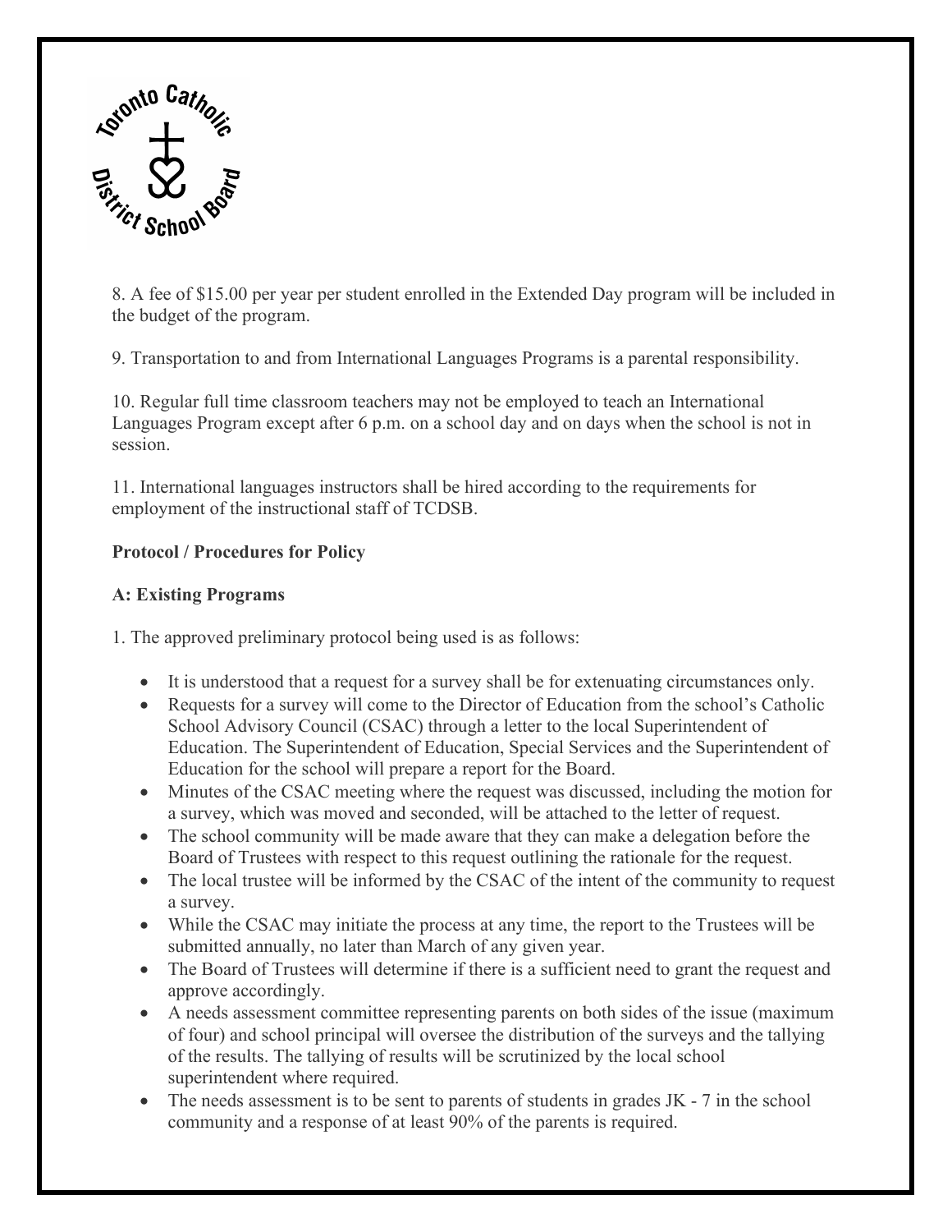8. A fee of $15.00 per year per student enrolled in the Extended Day program will be included in the budget of the program.

9. Transportation to and from International Languages Programs is a parental responsibility.

10. Regular full time classroom teachers may not be employed to teach an International Languages Program except after 6 p.m. on a school day and on days when the school is not in session.

11. International languages instructors shall be hired according to the requirements for employment of the instructional staff of TCDSB.

**Protocol / Procedures for Policy**

**A: Existing Programs**

1. The approved preliminary protocol being used is as follows:

- It is understood that a request for a survey shall be for extenuating circumstances only.
- Requests for a survey will come to the Director of Education from the school's Catholic School Advisory Council (CSAC) through a letter to the local Superintendent of Education. The Superintendent of Education, Special Services and the Superintendent of Education for the school will prepare a report for the Board.
- Minutes of the CSAC meeting where the request was discussed, including the motion for a survey, which was moved and seconded, will be attached to the letter of request.
- The school community will be made aware that they can make a delegation before the Board of Trustees with respect to this request outlining the rationale for the request.
- The local trustee will be informed by the CSAC of the intent of the community to request a survey.
- While the CSAC may initiate the process at any time, the report to the Trustees will be submitted annually, no later than March of any given year.
- The Board of Trustees will determine if there is a sufficient need to grant the request and approve accordingly.
- A needs assessment committee representing parents on both sides of the issue (maximum of four) and school principal will oversee the distribution of the surveys and the tallying of the results. The tallying of results will be scrutinized by the local school superintendent where required.
- The needs assessment is to be sent to parents of students in grades JK - 7 in the school community and a response of at least 90% of the parents is required.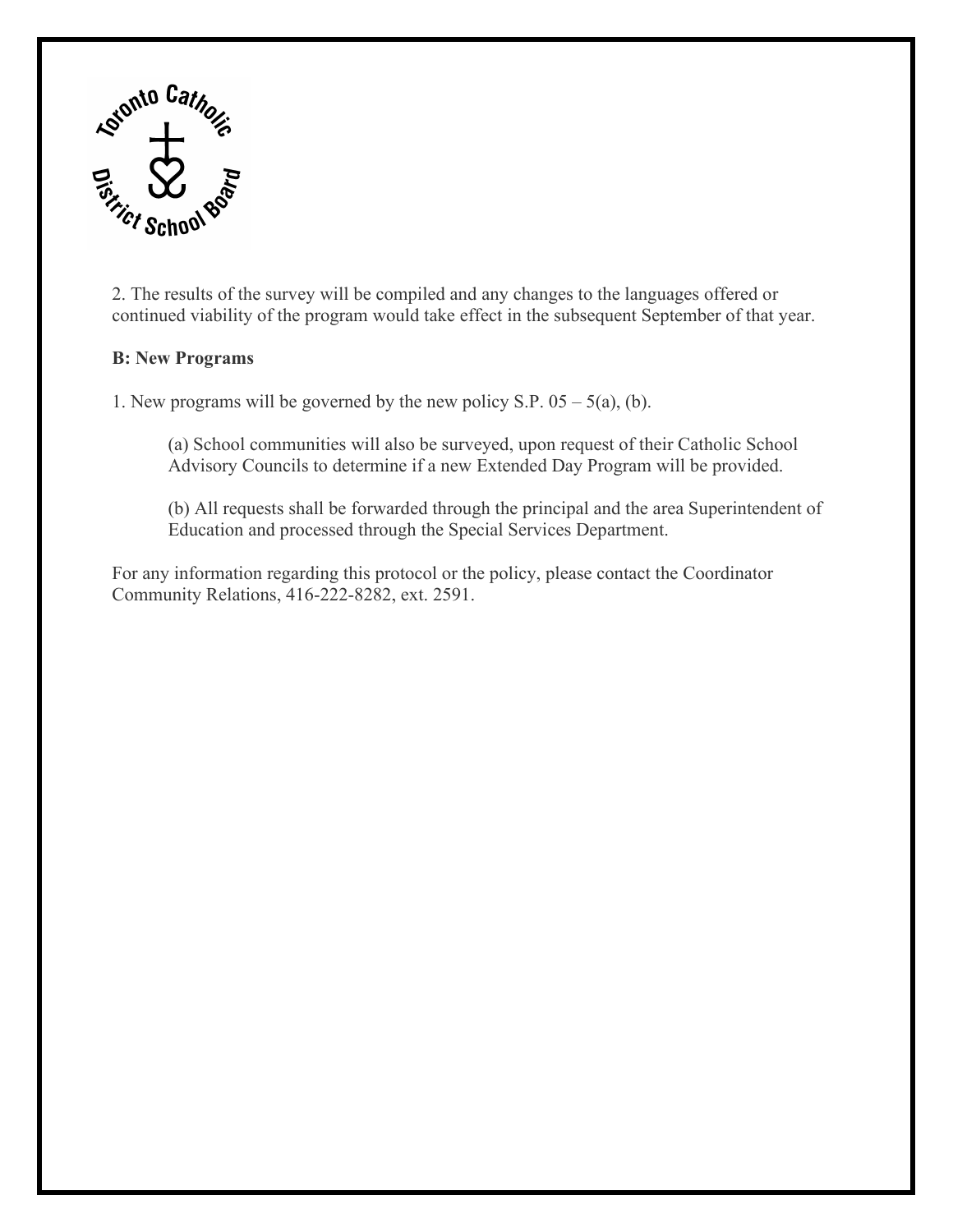2. The results of the survey will be compiled and any changes to the languages offered or continued viability of the program would take effect in the subsequent September of that year.

**B: New Programs**

1. New programs will be governed by the new policy S.P. 05 – 5(a), (b).

   (a) School communities will also be surveyed, upon request of their Catholic School Advisory Councils to determine if a new Extended Day Program will be provided.

   (b) All requests shall be forwarded through the principal and the area Superintendent of Education and processed through the Special Services Department.

For any information regarding this protocol or the policy, please contact the Coordinator Community Relations, 416-222-8282, ext. 2591.